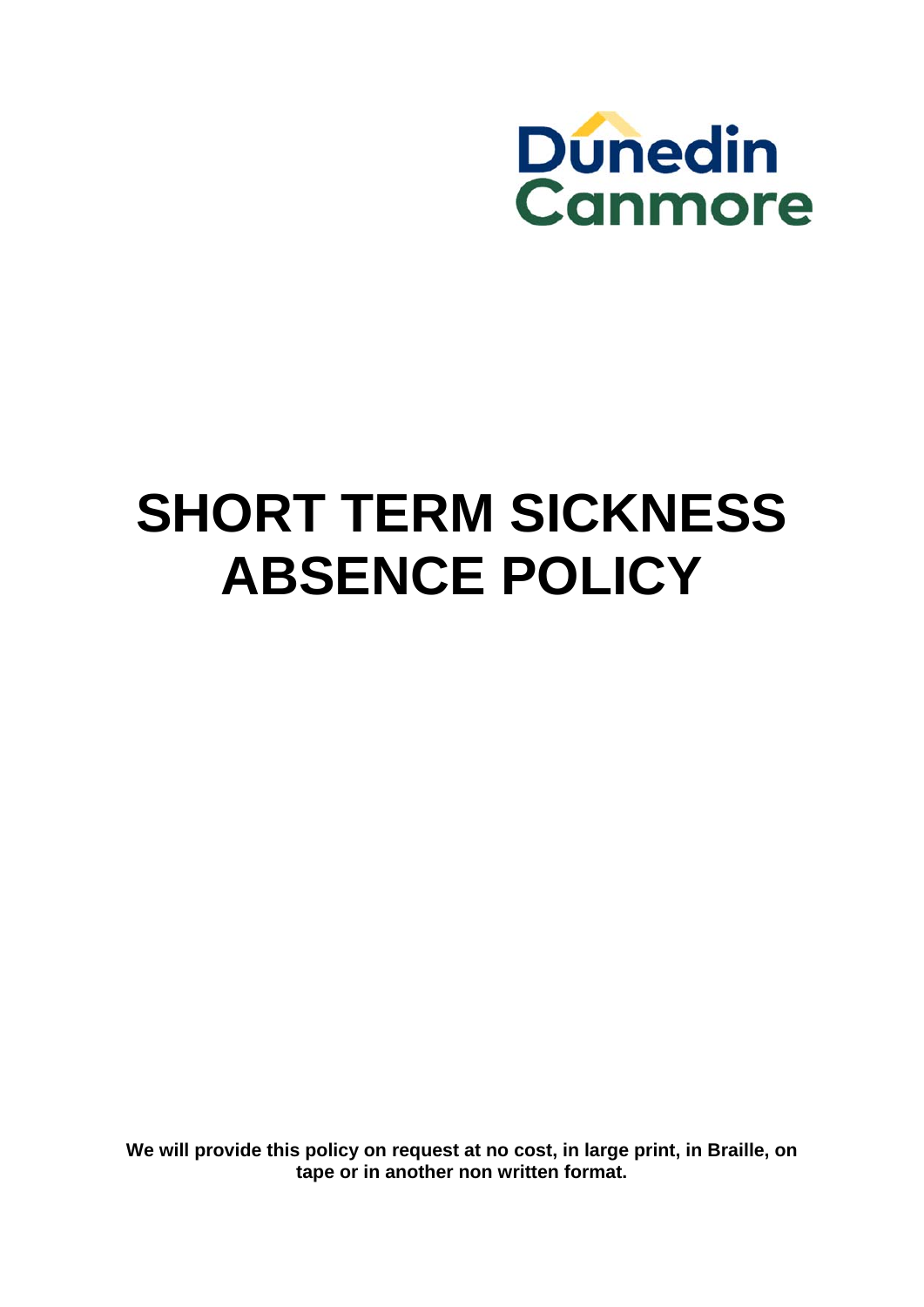Dunedin Canmore

# SHORT TERM SICKNESS ABSENCE POLICY

**We will provide this policy on request at no cost, in large print, in Braille, on tape or in another non written format.**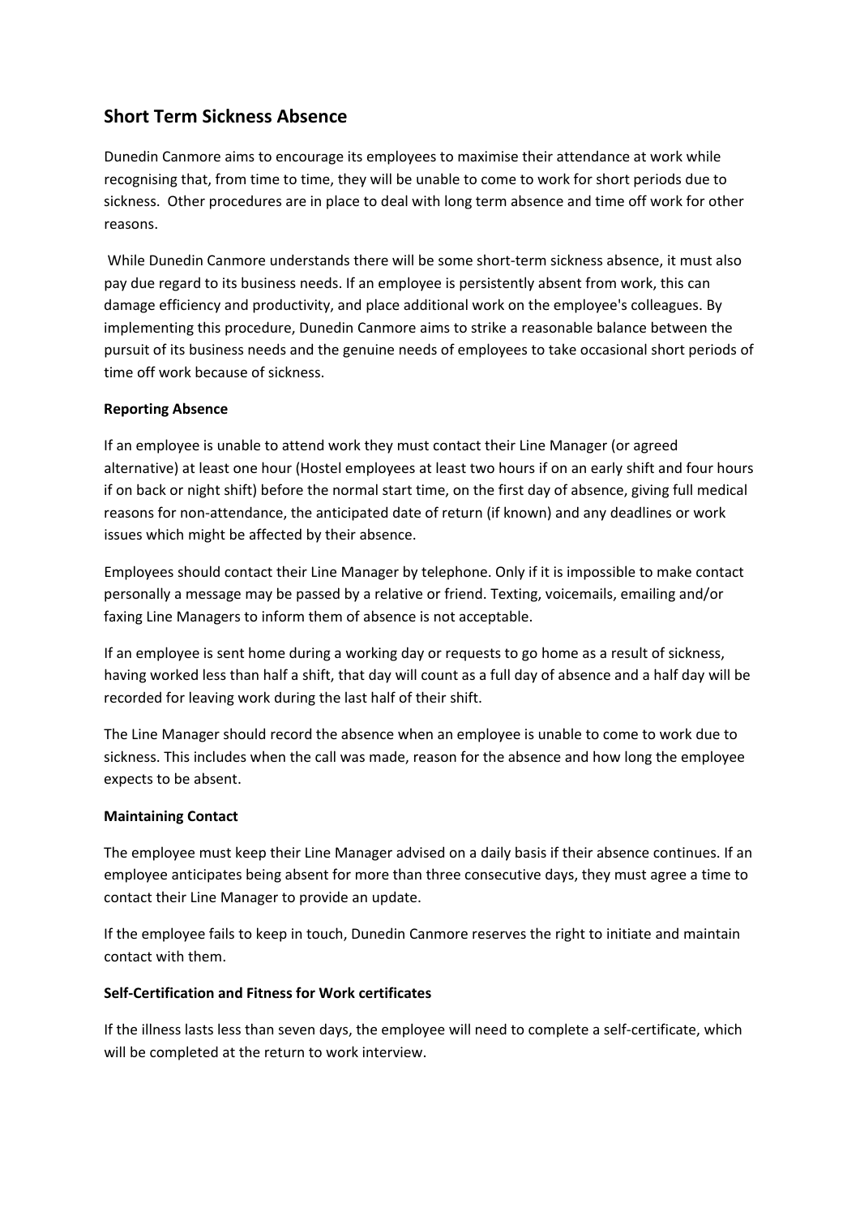## Short Term Sickness Absence

Dunedin Canmore aims to encourage its employees to maximise their attendance at work while recognising that, from time to time, they will be unable to come to work for short periods due to sickness. Other procedures are in place to deal with long term absence and time off work for other reasons.

While Dunedin Canmore understands there will be some short-term sickness absence, it must also pay due regard to its business needs. If an employee is persistently absent from work, this can damage efficiency and productivity, and place additional work on the employee's colleagues. By implementing this procedure, Dunedin Canmore aims to strike a reasonable balance between the pursuit of its business needs and the genuine needs of employees to take occasional short periods of time off work because of sickness.

**Reporting Absence**

If an employee is unable to attend work they must contact their Line Manager (or agreed alternative) at least one hour (Hostel employees at least two hours if on an early shift and four hours if on back or night shift) before the normal start time, on the first day of absence, giving full medical reasons for non-attendance, the anticipated date of return (if known) and any deadlines or work issues which might be affected by their absence.

Employees should contact their Line Manager by telephone. Only if it is impossible to make contact personally a message may be passed by a relative or friend. Texting, voicemails, emailing and/or faxing Line Managers to inform them of absence is not acceptable.

If an employee is sent home during a working day or requests to go home as a result of sickness, having worked less than half a shift, that day will count as a full day of absence and a half day will be recorded for leaving work during the last half of their shift.

The Line Manager should record the absence when an employee is unable to come to work due to sickness. This includes when the call was made, reason for the absence and how long the employee expects to be absent.

**Maintaining Contact**

The employee must keep their Line Manager advised on a daily basis if their absence continues. If an employee anticipates being absent for more than three consecutive days, they must agree a time to contact their Line Manager to provide an update.

If the employee fails to keep in touch, Dunedin Canmore reserves the right to initiate and maintain contact with them.

**Self-Certification and Fitness for Work certificates**

If the illness lasts less than seven days, the employee will need to complete a self-certificate, which will be completed at the return to work interview.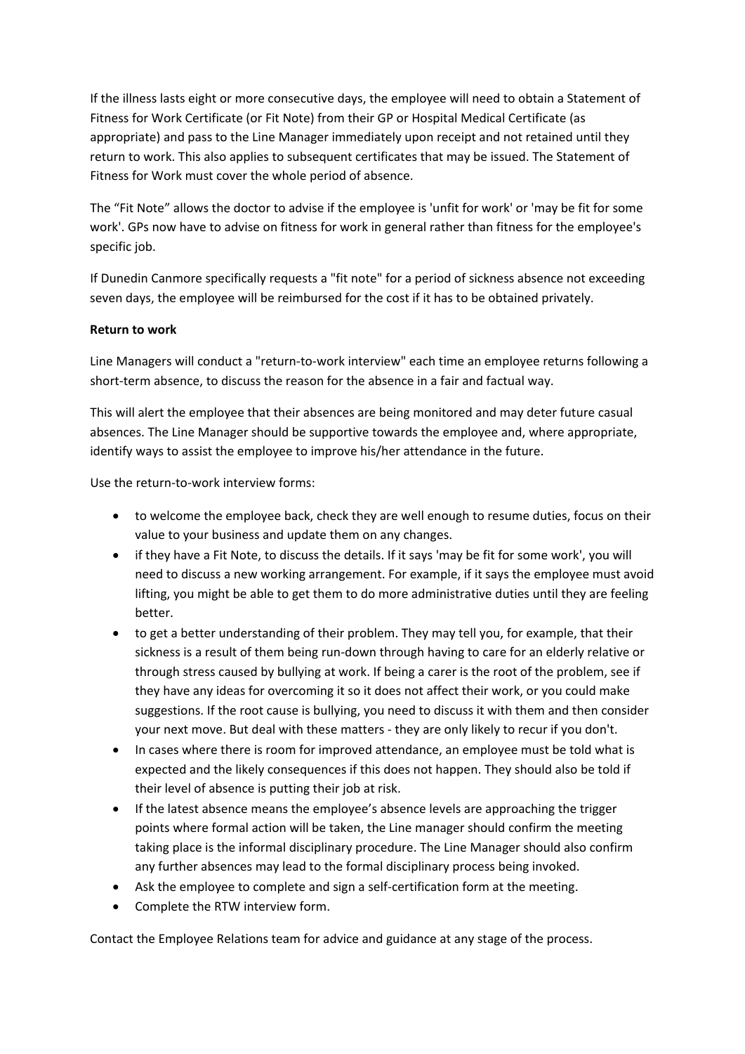If the illness lasts eight or more consecutive days, the employee will need to obtain a Statement of Fitness for Work Certificate (or Fit Note) from their GP or Hospital Medical Certificate (as appropriate) and pass to the Line Manager immediately upon receipt and not retained until they return to work. This also applies to subsequent certificates that may be issued. The Statement of Fitness for Work must cover the whole period of absence.

The “Fit Note” allows the doctor to advise if the employee is 'unfit for work' or 'may be fit for some work'. GPs now have to advise on fitness for work in general rather than fitness for the employee's specific job.

If Dunedin Canmore specifically requests a "fit note" for a period of sickness absence not exceeding seven days, the employee will be reimbursed for the cost if it has to be obtained privately.

**Return to work**

Line Managers will conduct a "return-to-work interview" each time an employee returns following a short-term absence, to discuss the reason for the absence in a fair and factual way.

This will alert the employee that their absences are being monitored and may deter future casual absences. The Line Manager should be supportive towards the employee and, where appropriate, identify ways to assist the employee to improve his/her attendance in the future.

Use the return-to-work interview forms:

- to welcome the employee back, check they are well enough to resume duties, focus on their value to your business and update them on any changes.
- if they have a Fit Note, to discuss the details. If it says 'may be fit for some work', you will need to discuss a new working arrangement. For example, if it says the employee must avoid lifting, you might be able to get them to do more administrative duties until they are feeling better.
- to get a better understanding of their problem. They may tell you, for example, that their sickness is a result of them being run-down through having to care for an elderly relative or through stress caused by bullying at work. If being a carer is the root of the problem, see if they have any ideas for overcoming it so it does not affect their work, or you could make suggestions. If the root cause is bullying, you need to discuss it with them and then consider your next move. But deal with these matters - they are only likely to recur if you don't.
- In cases where there is room for improved attendance, an employee must be told what is expected and the likely consequences if this does not happen. They should also be told if their level of absence is putting their job at risk.
- If the latest absence means the employee’s absence levels are approaching the trigger points where formal action will be taken, the Line manager should confirm the meeting taking place is the informal disciplinary procedure. The Line Manager should also confirm any further absences may lead to the formal disciplinary process being invoked.
- Ask the employee to complete and sign a self-certification form at the meeting.
- Complete the RTW interview form.

Contact the Employee Relations team for advice and guidance at any stage of the process.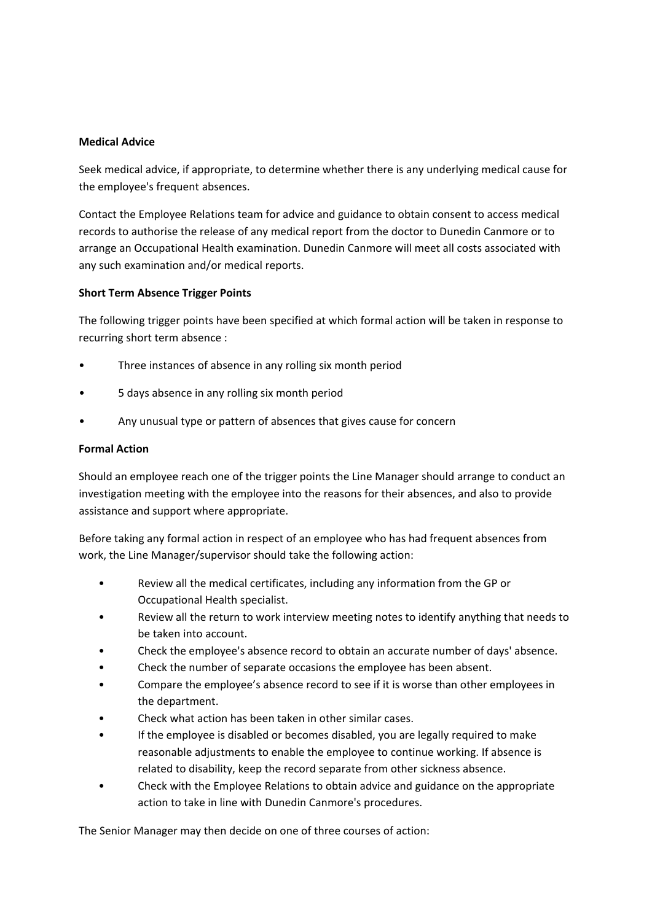**Medical Advice**

Seek medical advice, if appropriate, to determine whether there is any underlying medical cause for the employee's frequent absences.

Contact the Employee Relations team for advice and guidance to obtain consent to access medical records to authorise the release of any medical report from the doctor to Dunedin Canmore or to arrange an Occupational Health examination. Dunedin Canmore will meet all costs associated with any such examination and/or medical reports.

**Short Term Absence Trigger Points**

The following trigger points have been specified at which formal action will be taken in response to recurring short term absence :

- Three instances of absence in any rolling six month period
- 5 days absence in any rolling six month period
- Any unusual type or pattern of absences that gives cause for concern

**Formal Action**

Should an employee reach one of the trigger points the Line Manager should arrange to conduct an investigation meeting with the employee into the reasons for their absences, and also to provide assistance and support where appropriate.

Before taking any formal action in respect of an employee who has had frequent absences from work, the Line Manager/supervisor should take the following action:

- Review all the medical certificates, including any information from the GP or Occupational Health specialist.
- Review all the return to work interview meeting notes to identify anything that needs to be taken into account.
- Check the employee's absence record to obtain an accurate number of days' absence.
- Check the number of separate occasions the employee has been absent.
- Compare the employee's absence record to see if it is worse than other employees in the department.
- Check what action has been taken in other similar cases.
- If the employee is disabled or becomes disabled, you are legally required to make reasonable adjustments to enable the employee to continue working. If absence is related to disability, keep the record separate from other sickness absence.
- Check with the Employee Relations to obtain advice and guidance on the appropriate action to take in line with Dunedin Canmore's procedures.

The Senior Manager may then decide on one of three courses of action: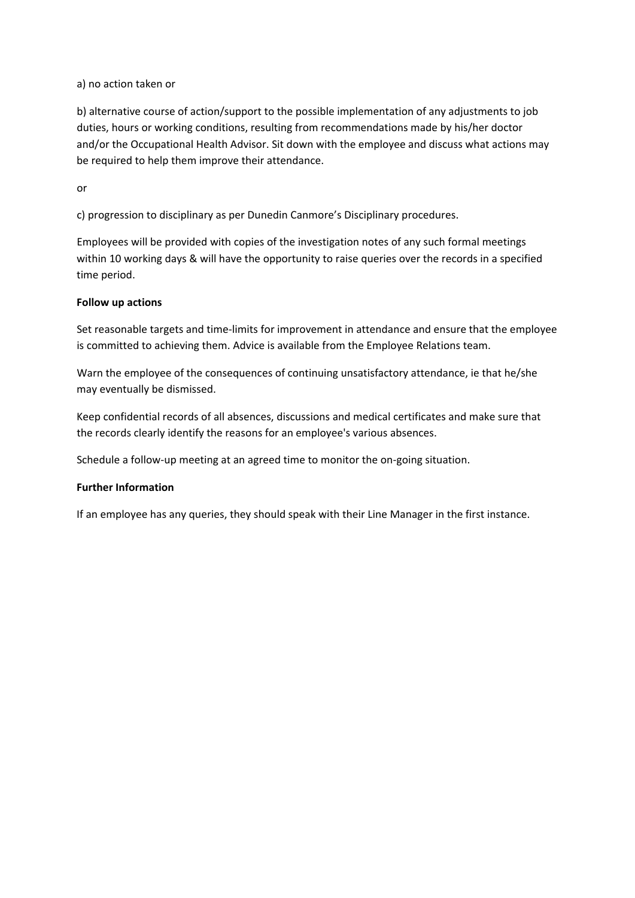a) no action taken or

b) alternative course of action/support to the possible implementation of any adjustments to job duties, hours or working conditions, resulting from recommendations made by his/her doctor and/or the Occupational Health Advisor. Sit down with the employee and discuss what actions may be required to help them improve their attendance.

or

c) progression to disciplinary as per Dunedin Canmore's Disciplinary procedures.

Employees will be provided with copies of the investigation notes of any such formal meetings within 10 working days & will have the opportunity to raise queries over the records in a specified time period.

**Follow up actions**

Set reasonable targets and time-limits for improvement in attendance and ensure that the employee is committed to achieving them. Advice is available from the Employee Relations team.

Warn the employee of the consequences of continuing unsatisfactory attendance, ie that he/she may eventually be dismissed.

Keep confidential records of all absences, discussions and medical certificates and make sure that the records clearly identify the reasons for an employee's various absences.

Schedule a follow-up meeting at an agreed time to monitor the on-going situation.

**Further Information**

If an employee has any queries, they should speak with their Line Manager in the first instance.